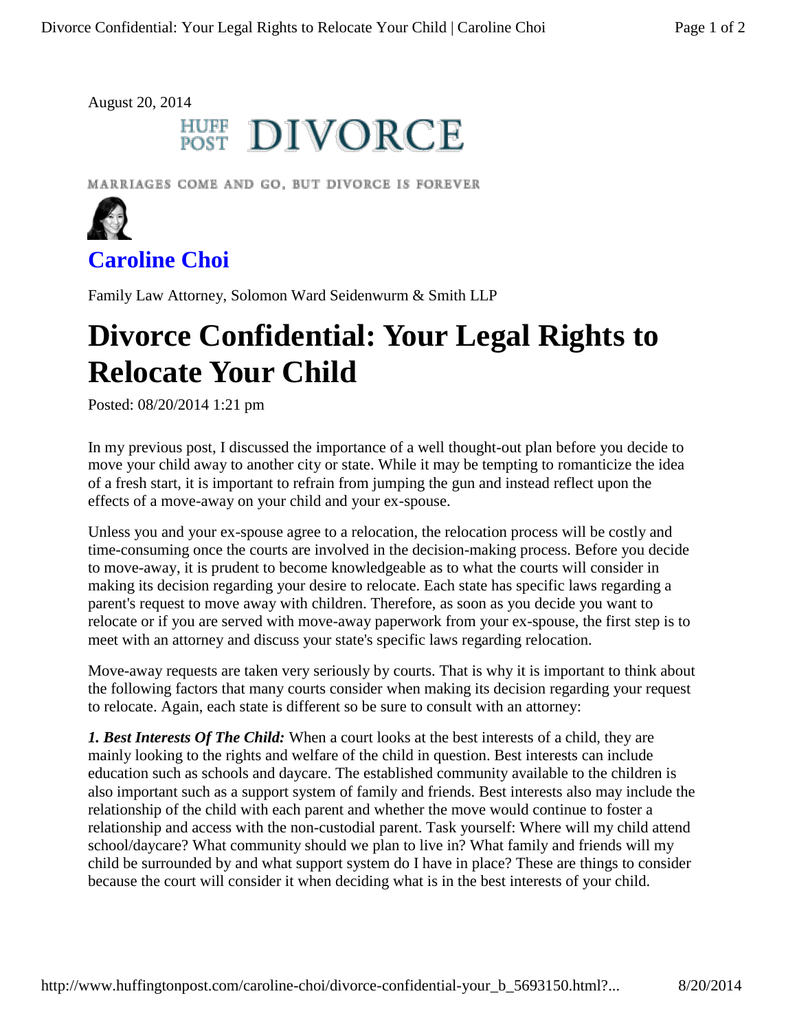August 20, 2014

HUFF POST DIVORCE

MARRIAGES COME AND GO, BUT DIVORCE IS FOREVER

**Caroline Choi**

Family Law Attorney, Solomon Ward Seidenwurm & Smith LLP

# Divorce Confidential: Your Legal Rights to Relocate Your Child

Posted: 08/20/2014 1:21 pm

In my previous post, I discussed the importance of a well thought-out plan before you decide to move your child away to another city or state. While it may be tempting to romanticize the idea of a fresh start, it is important to refrain from jumping the gun and instead reflect upon the effects of a move-away on your child and your ex-spouse.

Unless you and your ex-spouse agree to a relocation, the relocation process will be costly and time-consuming once the courts are involved in the decision-making process. Before you decide to move-away, it is prudent to become knowledgeable as to what the courts will consider in making its decision regarding your desire to relocate. Each state has specific laws regarding a parent's request to move away with children. Therefore, as soon as you decide you want to relocate or if you are served with move-away paperwork from your ex-spouse, the first step is to meet with an attorney and discuss your state's specific laws regarding relocation.

Move-away requests are taken very seriously by courts. That is why it is important to think about the following factors that many courts consider when making its decision regarding your request to relocate. Again, each state is different so be sure to consult with an attorney:

***1. Best Interests Of The Child:*** When a court looks at the best interests of a child, they are mainly looking to the rights and welfare of the child in question. Best interests can include education such as schools and daycare. The established community available to the children is also important such as a support system of family and friends. Best interests also may include the relationship of the child with each parent and whether the move would continue to foster a relationship and access with the non-custodial parent. Task yourself: Where will my child attend school/daycare? What community should we plan to live in? What family and friends will my child be surrounded by and what support system do I have in place? These are things to consider because the court will consider it when deciding what is in the best interests of your child.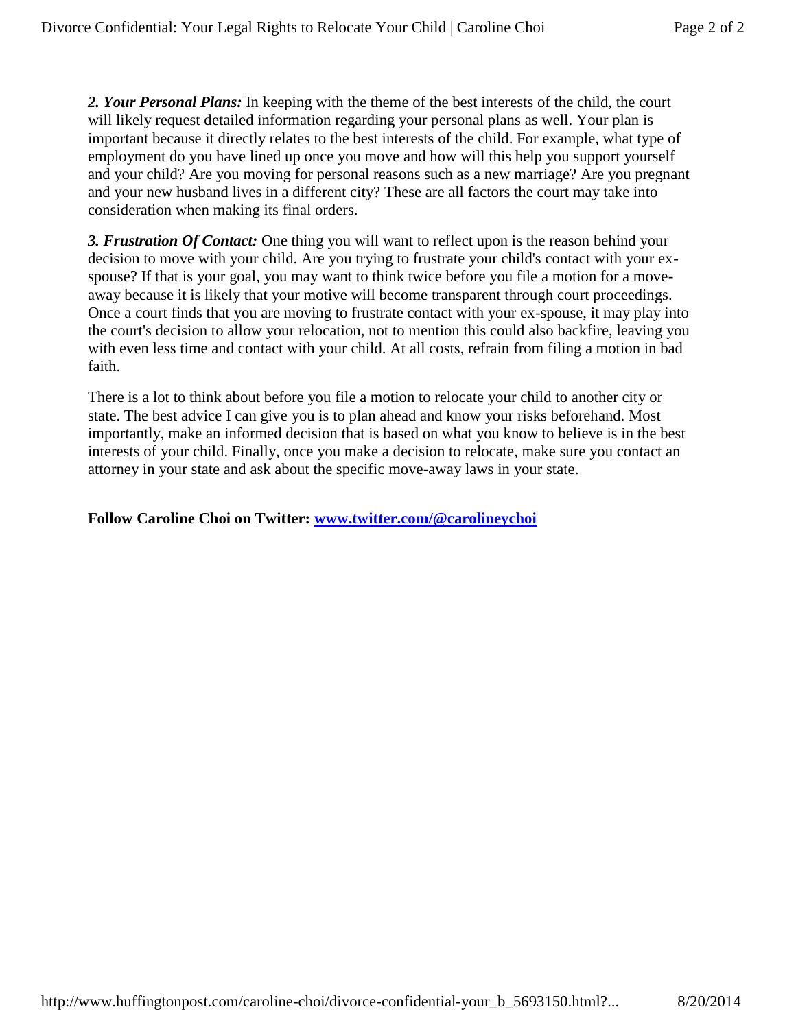***2. Your Personal Plans:*** In keeping with the theme of the best interests of the child, the court will likely request detailed information regarding your personal plans as well. Your plan is important because it directly relates to the best interests of the child. For example, what type of employment do you have lined up once you move and how will this help you support yourself and your child? Are you moving for personal reasons such as a new marriage? Are you pregnant and your new husband lives in a different city? These are all factors the court may take into consideration when making its final orders.

***3. Frustration Of Contact:*** One thing you will want to reflect upon is the reason behind your decision to move with your child. Are you trying to frustrate your child's contact with your ex-spouse? If that is your goal, you may want to think twice before you file a motion for a move-away because it is likely that your motive will become transparent through court proceedings. Once a court finds that you are moving to frustrate contact with your ex-spouse, it may play into the court's decision to allow your relocation, not to mention this could also backfire, leaving you with even less time and contact with your child. At all costs, refrain from filing a motion in bad faith.

There is a lot to think about before you file a motion to relocate your child to another city or state. The best advice I can give you is to plan ahead and know your risks beforehand. Most importantly, make an informed decision that is based on what you know to believe is in the best interests of your child. Finally, once you make a decision to relocate, make sure you contact an attorney in your state and ask about the specific move-away laws in your state.

**Follow Caroline Choi on Twitter: [www.twitter.com/@carolineychoi](www.twitter.com/@carolineychoi)**